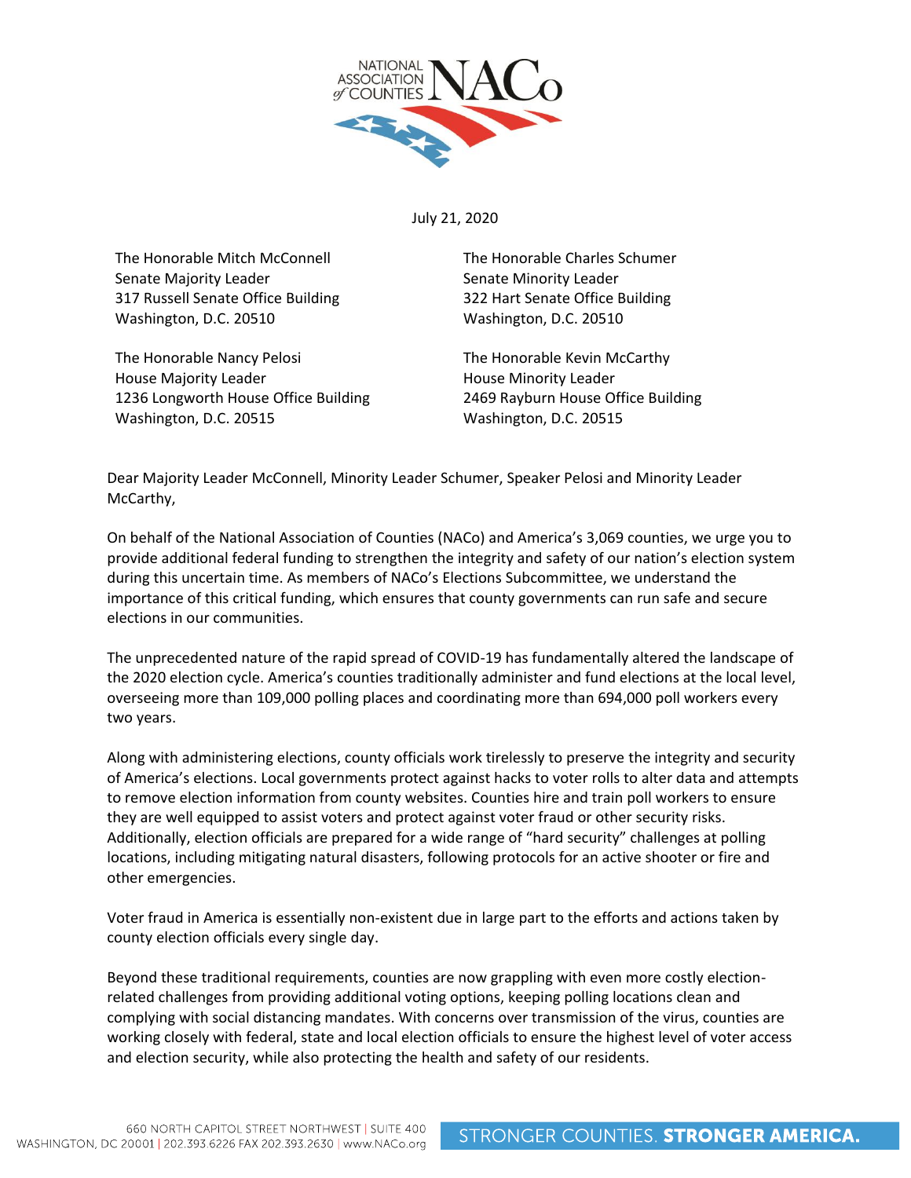July 21, 2020

The Honorable Mitch McConnell
Senate Majority Leader
317 Russell Senate Office Building
Washington, D.C. 20510

The Honorable Charles Schumer
Senate Minority Leader
322 Hart Senate Office Building
Washington, D.C. 20510

The Honorable Nancy Pelosi
House Majority Leader
1236 Longworth House Office Building
Washington, D.C. 20515

The Honorable Kevin McCarthy
House Minority Leader
2469 Rayburn House Office Building
Washington, D.C. 20515

Dear Majority Leader McConnell, Minority Leader Schumer, Speaker Pelosi and Minority Leader McCarthy,

On behalf of the National Association of Counties (NACo) and America's 3,069 counties, we urge you to provide additional federal funding to strengthen the integrity and safety of our nation's election system during this uncertain time. As members of NACo's Elections Subcommittee, we understand the importance of this critical funding, which ensures that county governments can run safe and secure elections in our communities.

The unprecedented nature of the rapid spread of COVID-19 has fundamentally altered the landscape of the 2020 election cycle. America's counties traditionally administer and fund elections at the local level, overseeing more than 109,000 polling places and coordinating more than 694,000 poll workers every two years.

Along with administering elections, county officials work tirelessly to preserve the integrity and security of America's elections. Local governments protect against hacks to voter rolls to alter data and attempts to remove election information from county websites. Counties hire and train poll workers to ensure they are well equipped to assist voters and protect against voter fraud or other security risks. Additionally, election officials are prepared for a wide range of "hard security" challenges at polling locations, including mitigating natural disasters, following protocols for an active shooter or fire and other emergencies.

Voter fraud in America is essentially non-existent due in large part to the efforts and actions taken by county election officials every single day.

Beyond these traditional requirements, counties are now grappling with even more costly election-related challenges from providing additional voting options, keeping polling locations clean and complying with social distancing mandates. With concerns over transmission of the virus, counties are working closely with federal, state and local election officials to ensure the highest level of voter access and election security, while also protecting the health and safety of our residents.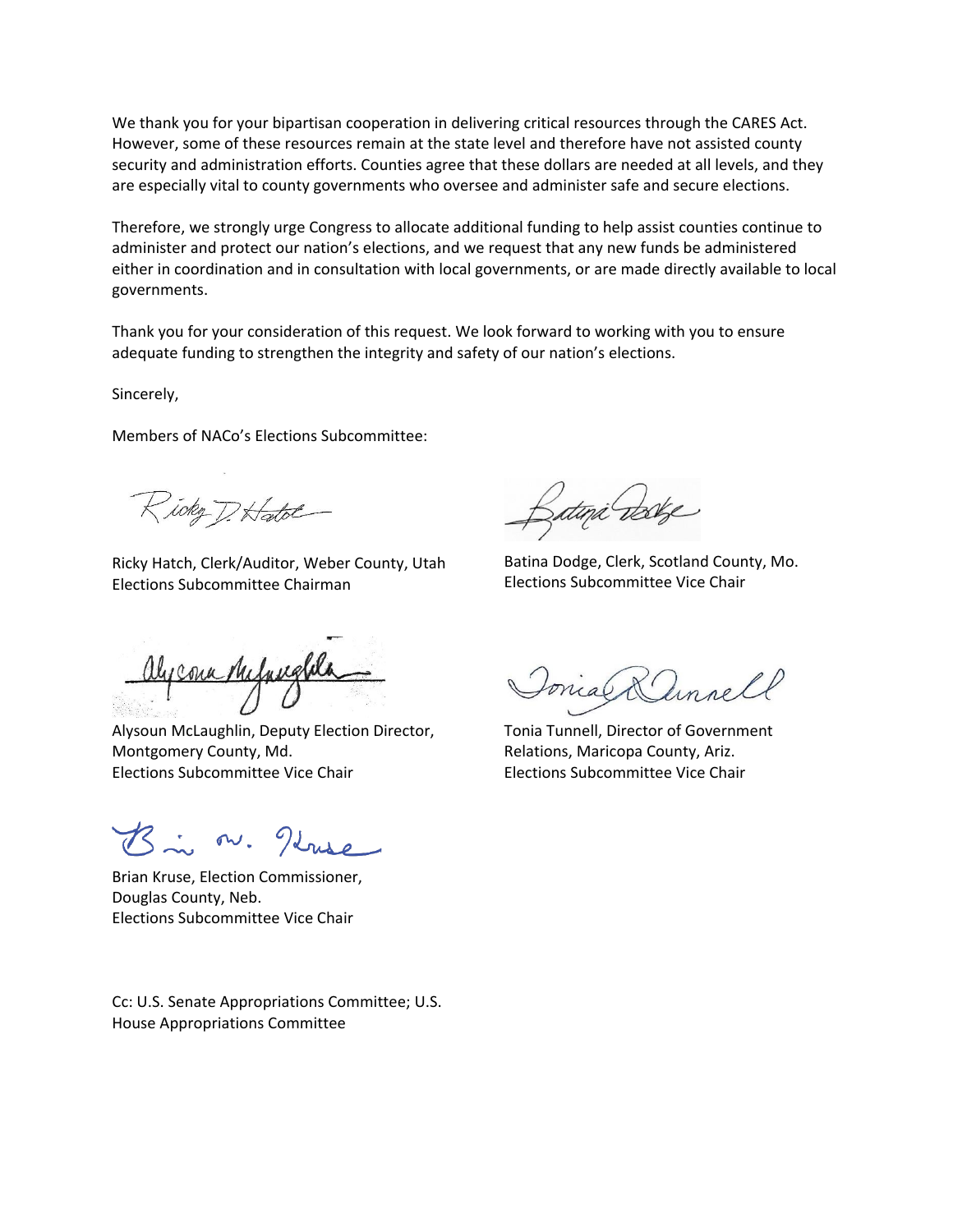We thank you for your bipartisan cooperation in delivering critical resources through the CARES Act. However, some of these resources remain at the state level and therefore have not assisted county security and administration efforts. Counties agree that these dollars are needed at all levels, and they are especially vital to county governments who oversee and administer safe and secure elections.

Therefore, we strongly urge Congress to allocate additional funding to help assist counties continue to administer and protect our nation's elections, and we request that any new funds be administered either in coordination and in consultation with local governments, or are made directly available to local governments.

Thank you for your consideration of this request. We look forward to working with you to ensure adequate funding to strengthen the integrity and safety of our nation's elections.

Sincerely,

Members of NACo's Elections Subcommittee:

Ricky Hatch, Clerk/Auditor, Weber County, Utah
Elections Subcommittee Chairman

Batina Dodge, Clerk, Scotland County, Mo.
Elections Subcommittee Vice Chair

Alysoun McLaughlin, Deputy Election Director,
Montgomery County, Md.
Elections Subcommittee Vice Chair

Tonia Tunnell, Director of Government
Relations, Maricopa County, Ariz.
Elections Subcommittee Vice Chair

Brian Kruse, Election Commissioner,
Douglas County, Neb.
Elections Subcommittee Vice Chair

Cc: U.S. Senate Appropriations Committee; U.S.
House Appropriations Committee